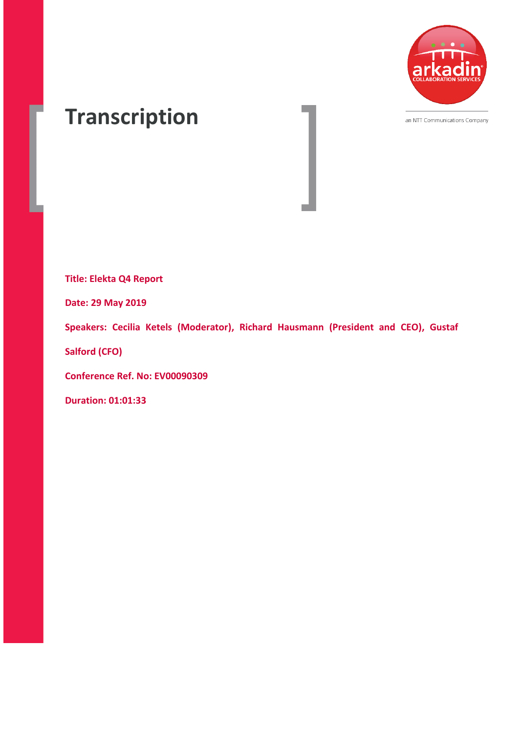# Transcription

arkadin COLLABORATION SERVICES

an NTT Communications Company

**Title: Elekta Q4 Report**

**Date: 29 May 2019**

**Speakers: Cecilia Ketels (Moderator), Richard Hausmann (President and CEO), Gustaf Salford (CFO)**

**Conference Ref. No: EV00090309**

**Duration: 01:01:33**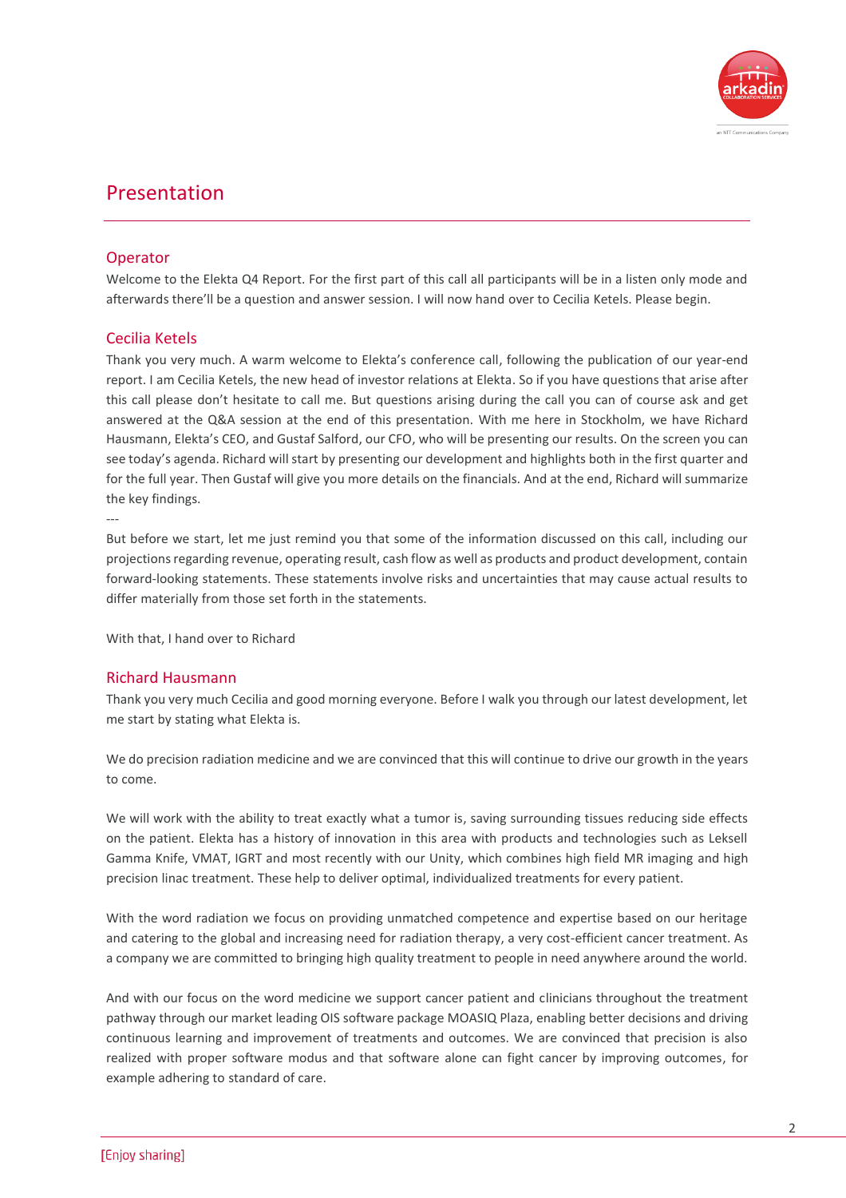# Presentation

## Operator

Welcome to the Elekta Q4 Report. For the first part of this call all participants will be in a listen only mode and afterwards there'll be a question and answer session. I will now hand over to Cecilia Ketels. Please begin.

## Cecilia Ketels

Thank you very much. A warm welcome to Elekta's conference call, following the publication of our year-end report. I am Cecilia Ketels, the new head of investor relations at Elekta. So if you have questions that arise after this call please don't hesitate to call me. But questions arising during the call you can of course ask and get answered at the Q&A session at the end of this presentation. With me here in Stockholm, we have Richard Hausmann, Elekta's CEO, and Gustaf Salford, our CFO, who will be presenting our results. On the screen you can see today's agenda. Richard will start by presenting our development and highlights both in the first quarter and for the full year. Then Gustaf will give you more details on the financials. And at the end, Richard will summarize the key findings.

---

But before we start, let me just remind you that some of the information discussed on this call, including our projections regarding revenue, operating result, cash flow as well as products and product development, contain forward-looking statements. These statements involve risks and uncertainties that may cause actual results to differ materially from those set forth in the statements.

With that, I hand over to Richard

## Richard Hausmann

Thank you very much Cecilia and good morning everyone. Before I walk you through our latest development, let me start by stating what Elekta is.

We do precision radiation medicine and we are convinced that this will continue to drive our growth in the years to come.

We will work with the ability to treat exactly what a tumor is, saving surrounding tissues reducing side effects on the patient. Elekta has a history of innovation in this area with products and technologies such as Leksell Gamma Knife, VMAT, IGRT and most recently with our Unity, which combines high field MR imaging and high precision linac treatment. These help to deliver optimal, individualized treatments for every patient.

With the word radiation we focus on providing unmatched competence and expertise based on our heritage and catering to the global and increasing need for radiation therapy, a very cost-efficient cancer treatment. As a company we are committed to bringing high quality treatment to people in need anywhere around the world.

And with our focus on the word medicine we support cancer patient and clinicians throughout the treatment pathway through our market leading OIS software package MOASIQ Plaza, enabling better decisions and driving continuous learning and improvement of treatments and outcomes. We are convinced that precision is also realized with proper software modus and that software alone can fight cancer by improving outcomes, for example adhering to standard of care.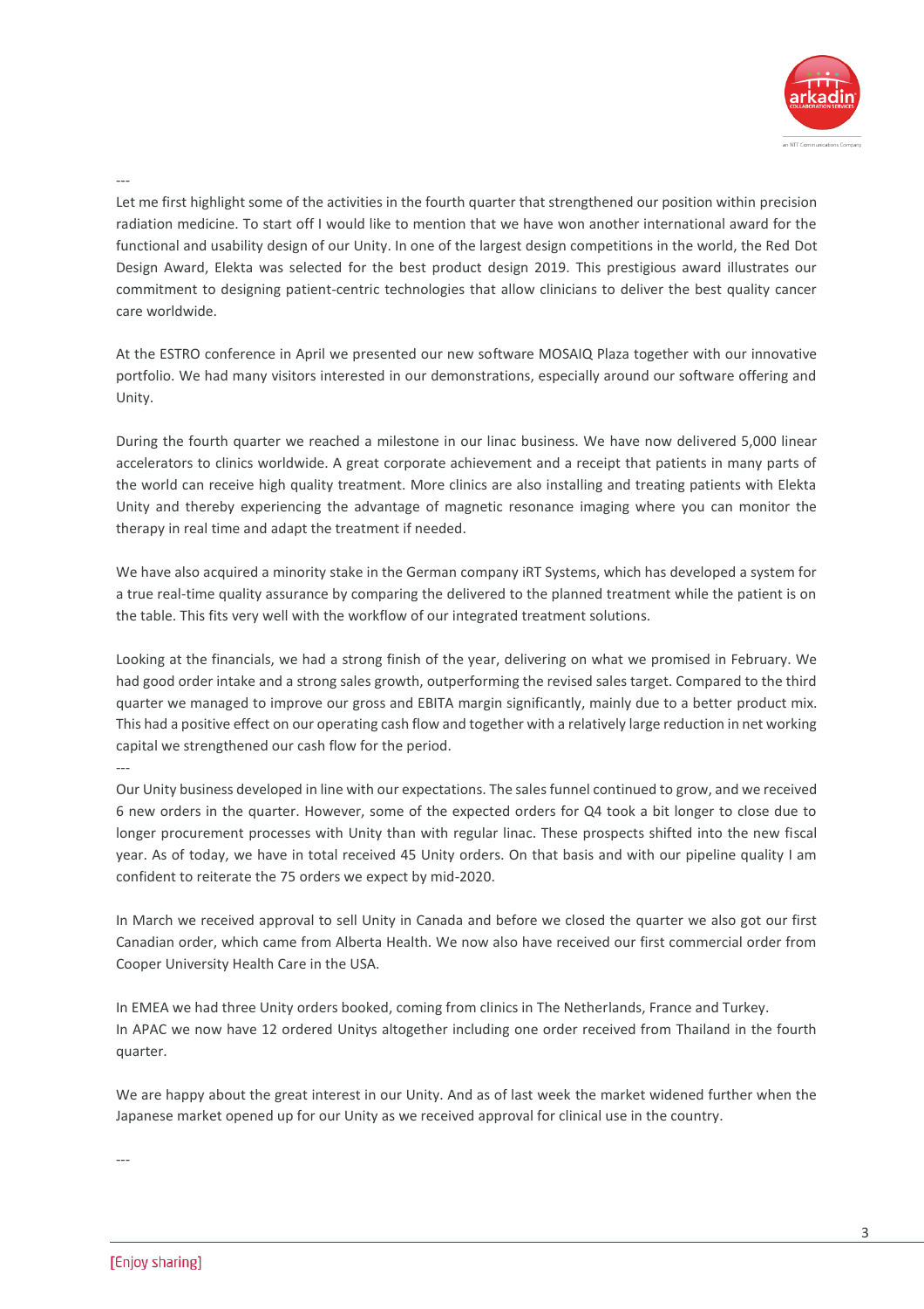---

Let me first highlight some of the activities in the fourth quarter that strengthened our position within precision radiation medicine. To start off I would like to mention that we have won another international award for the functional and usability design of our Unity. In one of the largest design competitions in the world, the Red Dot Design Award, Elekta was selected for the best product design 2019. This prestigious award illustrates our commitment to designing patient-centric technologies that allow clinicians to deliver the best quality cancer care worldwide.

At the ESTRO conference in April we presented our new software MOSAIQ Plaza together with our innovative portfolio. We had many visitors interested in our demonstrations, especially around our software offering and Unity.

During the fourth quarter we reached a milestone in our linac business. We have now delivered 5,000 linear accelerators to clinics worldwide. A great corporate achievement and a receipt that patients in many parts of the world can receive high quality treatment. More clinics are also installing and treating patients with Elekta Unity and thereby experiencing the advantage of magnetic resonance imaging where you can monitor the therapy in real time and adapt the treatment if needed.

We have also acquired a minority stake in the German company iRT Systems, which has developed a system for a true real-time quality assurance by comparing the delivered to the planned treatment while the patient is on the table. This fits very well with the workflow of our integrated treatment solutions.

Looking at the financials, we had a strong finish of the year, delivering on what we promised in February. We had good order intake and a strong sales growth, outperforming the revised sales target. Compared to the third quarter we managed to improve our gross and EBITA margin significantly, mainly due to a better product mix. This had a positive effect on our operating cash flow and together with a relatively large reduction in net working capital we strengthened our cash flow for the period.

---

Our Unity business developed in line with our expectations. The sales funnel continued to grow, and we received 6 new orders in the quarter. However, some of the expected orders for Q4 took a bit longer to close due to longer procurement processes with Unity than with regular linac. These prospects shifted into the new fiscal year. As of today, we have in total received 45 Unity orders. On that basis and with our pipeline quality I am confident to reiterate the 75 orders we expect by mid-2020.

In March we received approval to sell Unity in Canada and before we closed the quarter we also got our first Canadian order, which came from Alberta Health. We now also have received our first commercial order from Cooper University Health Care in the USA.

In EMEA we had three Unity orders booked, coming from clinics in The Netherlands, France and Turkey.
In APAC we now have 12 ordered Unitys altogether including one order received from Thailand in the fourth quarter.

We are happy about the great interest in our Unity. And as of last week the market widened further when the Japanese market opened up for our Unity as we received approval for clinical use in the country.

---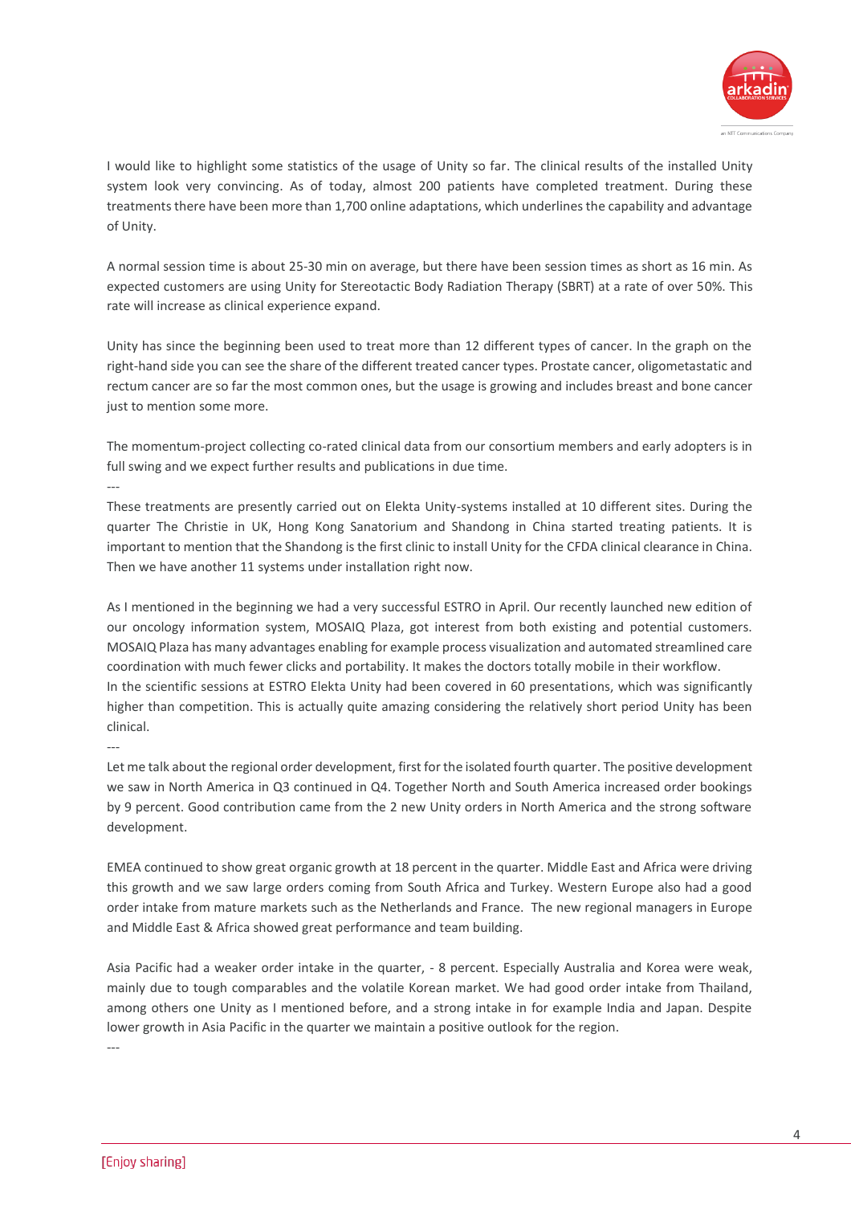I would like to highlight some statistics of the usage of Unity so far. The clinical results of the installed Unity system look very convincing. As of today, almost 200 patients have completed treatment. During these treatments there have been more than 1,700 online adaptations, which underlines the capability and advantage of Unity.

A normal session time is about 25-30 min on average, but there have been session times as short as 16 min. As expected customers are using Unity for Stereotactic Body Radiation Therapy (SBRT) at a rate of over 50%. This rate will increase as clinical experience expand.

Unity has since the beginning been used to treat more than 12 different types of cancer. In the graph on the right-hand side you can see the share of the different treated cancer types. Prostate cancer, oligometastatic and rectum cancer are so far the most common ones, but the usage is growing and includes breast and bone cancer just to mention some more.

The momentum-project collecting co-rated clinical data from our consortium members and early adopters is in full swing and we expect further results and publications in due time.

---

These treatments are presently carried out on Elekta Unity-systems installed at 10 different sites. During the quarter The Christie in UK, Hong Kong Sanatorium and Shandong in China started treating patients. It is important to mention that the Shandong is the first clinic to install Unity for the CFDA clinical clearance in China. Then we have another 11 systems under installation right now.

As I mentioned in the beginning we had a very successful ESTRO in April. Our recently launched new edition of our oncology information system, MOSAIQ Plaza, got interest from both existing and potential customers. MOSAIQ Plaza has many advantages enabling for example process visualization and automated streamlined care coordination with much fewer clicks and portability. It makes the doctors totally mobile in their workflow.
In the scientific sessions at ESTRO Elekta Unity had been covered in 60 presentations, which was significantly higher than competition. This is actually quite amazing considering the relatively short period Unity has been clinical.

---

Let me talk about the regional order development, first for the isolated fourth quarter. The positive development we saw in North America in Q3 continued in Q4. Together North and South America increased order bookings by 9 percent. Good contribution came from the 2 new Unity orders in North America and the strong software development.

EMEA continued to show great organic growth at 18 percent in the quarter. Middle East and Africa were driving this growth and we saw large orders coming from South Africa and Turkey. Western Europe also had a good order intake from mature markets such as the Netherlands and France. The new regional managers in Europe and Middle East & Africa showed great performance and team building.

Asia Pacific had a weaker order intake in the quarter, - 8 percent. Especially Australia and Korea were weak, mainly due to tough comparables and the volatile Korean market. We had good order intake from Thailand, among others one Unity as I mentioned before, and a strong intake in for example India and Japan. Despite lower growth in Asia Pacific in the quarter we maintain a positive outlook for the region.

---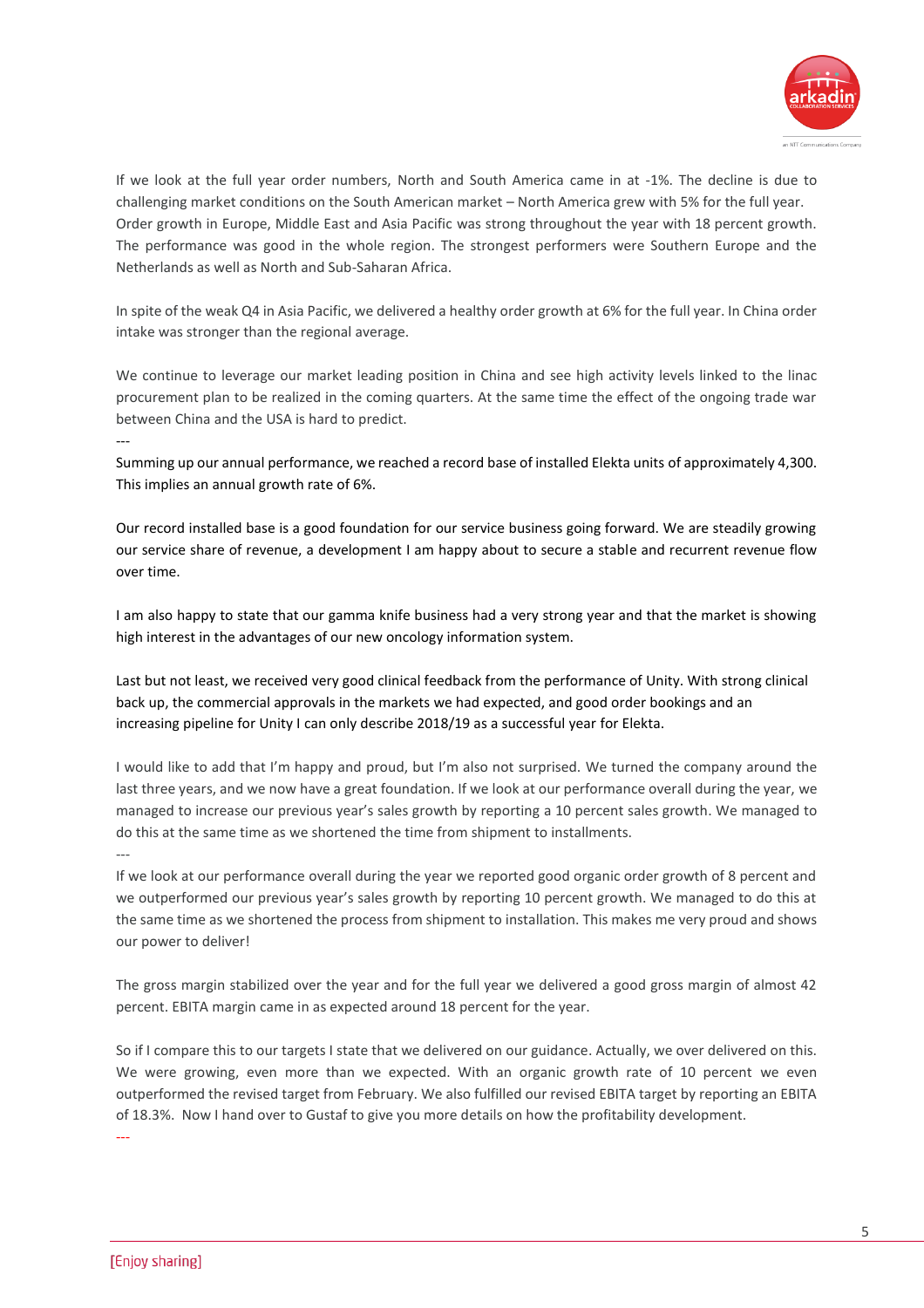If we look at the full year order numbers, North and South America came in at -1%. The decline is due to challenging market conditions on the South American market – North America grew with 5% for the full year. Order growth in Europe, Middle East and Asia Pacific was strong throughout the year with 18 percent growth. The performance was good in the whole region. The strongest performers were Southern Europe and the Netherlands as well as North and Sub-Saharan Africa.

In spite of the weak Q4 in Asia Pacific, we delivered a healthy order growth at 6% for the full year. In China order intake was stronger than the regional average.

We continue to leverage our market leading position in China and see high activity levels linked to the linac procurement plan to be realized in the coming quarters. At the same time the effect of the ongoing trade war between China and the USA is hard to predict.

---

Summing up our annual performance, we reached a record base of installed Elekta units of approximately 4,300. This implies an annual growth rate of 6%.

Our record installed base is a good foundation for our service business going forward. We are steadily growing our service share of revenue, a development I am happy about to secure a stable and recurrent revenue flow over time.

I am also happy to state that our gamma knife business had a very strong year and that the market is showing high interest in the advantages of our new oncology information system.

Last but not least, we received very good clinical feedback from the performance of Unity. With strong clinical back up, the commercial approvals in the markets we had expected, and good order bookings and an increasing pipeline for Unity I can only describe 2018/19 as a successful year for Elekta.

I would like to add that I'm happy and proud, but I'm also not surprised. We turned the company around the last three years, and we now have a great foundation. If we look at our performance overall during the year, we managed to increase our previous year's sales growth by reporting a 10 percent sales growth. We managed to do this at the same time as we shortened the time from shipment to installments.

---

If we look at our performance overall during the year we reported good organic order growth of 8 percent and we outperformed our previous year's sales growth by reporting 10 percent growth. We managed to do this at the same time as we shortened the process from shipment to installation. This makes me very proud and shows our power to deliver!

The gross margin stabilized over the year and for the full year we delivered a good gross margin of almost 42 percent. EBITA margin came in as expected around 18 percent for the year.

So if I compare this to our targets I state that we delivered on our guidance. Actually, we over delivered on this. We were growing, even more than we expected. With an organic growth rate of 10 percent we even outperformed the revised target from February. We also fulfilled our revised EBITA target by reporting an EBITA of 18.3%. Now I hand over to Gustaf to give you more details on how the profitability development.

---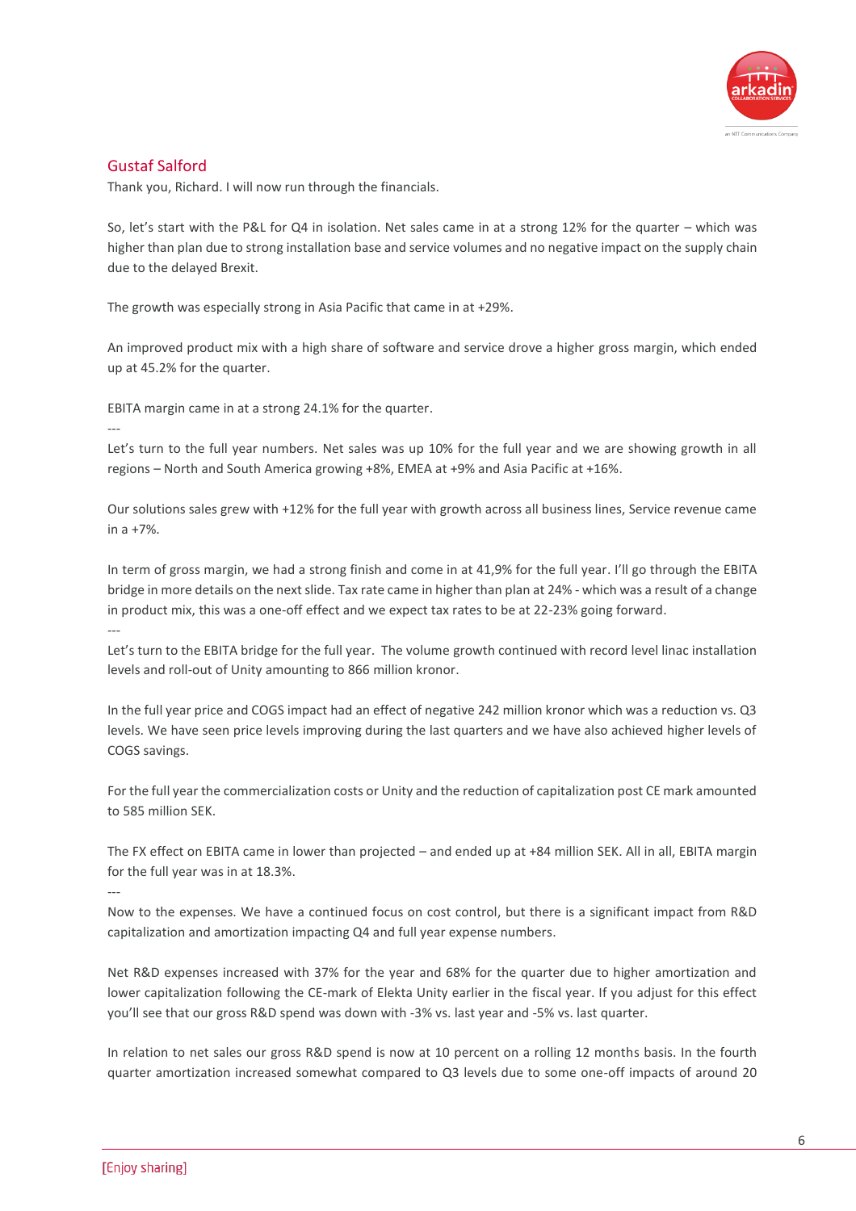## Gustaf Salford

Thank you, Richard. I will now run through the financials.

So, let's start with the P&L for Q4 in isolation. Net sales came in at a strong 12% for the quarter – which was higher than plan due to strong installation base and service volumes and no negative impact on the supply chain due to the delayed Brexit.

The growth was especially strong in Asia Pacific that came in at +29%.

An improved product mix with a high share of software and service drove a higher gross margin, which ended up at 45.2% for the quarter.

EBITA margin came in at a strong 24.1% for the quarter.

---

Let's turn to the full year numbers. Net sales was up 10% for the full year and we are showing growth in all regions – North and South America growing +8%, EMEA at +9% and Asia Pacific at +16%.

Our solutions sales grew with +12% for the full year with growth across all business lines, Service revenue came in a +7%.

In term of gross margin, we had a strong finish and come in at 41,9% for the full year. I'll go through the EBITA bridge in more details on the next slide. Tax rate came in higher than plan at 24% - which was a result of a change in product mix, this was a one-off effect and we expect tax rates to be at 22-23% going forward.

---

Let's turn to the EBITA bridge for the full year. The volume growth continued with record level linac installation levels and roll-out of Unity amounting to 866 million kronor.

In the full year price and COGS impact had an effect of negative 242 million kronor which was a reduction vs. Q3 levels. We have seen price levels improving during the last quarters and we have also achieved higher levels of COGS savings.

For the full year the commercialization costs or Unity and the reduction of capitalization post CE mark amounted to 585 million SEK.

The FX effect on EBITA came in lower than projected – and ended up at +84 million SEK. All in all, EBITA margin for the full year was in at 18.3%.

---

Now to the expenses. We have a continued focus on cost control, but there is a significant impact from R&D capitalization and amortization impacting Q4 and full year expense numbers.

Net R&D expenses increased with 37% for the year and 68% for the quarter due to higher amortization and lower capitalization following the CE-mark of Elekta Unity earlier in the fiscal year. If you adjust for this effect you'll see that our gross R&D spend was down with -3% vs. last year and -5% vs. last quarter.

In relation to net sales our gross R&D spend is now at 10 percent on a rolling 12 months basis. In the fourth quarter amortization increased somewhat compared to Q3 levels due to some one-off impacts of around 20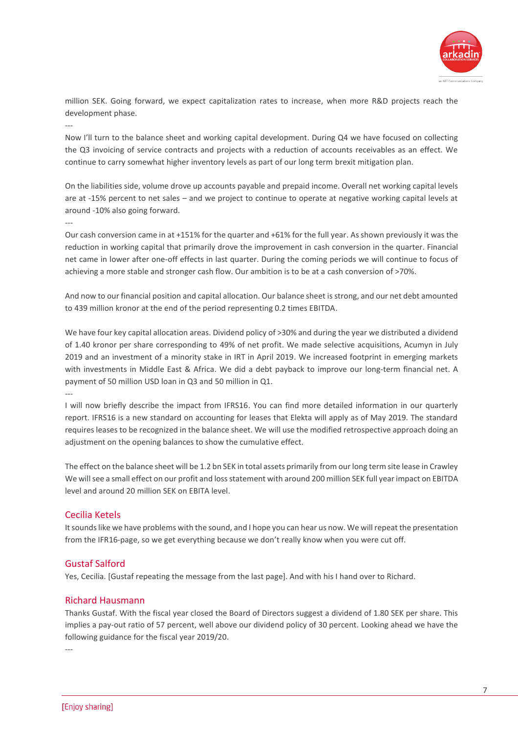million SEK. Going forward, we expect capitalization rates to increase, when more R&D projects reach the development phase.

---

Now I'll turn to the balance sheet and working capital development. During Q4 we have focused on collecting the Q3 invoicing of service contracts and projects with a reduction of accounts receivables as an effect. We continue to carry somewhat higher inventory levels as part of our long term brexit mitigation plan.

On the liabilities side, volume drove up accounts payable and prepaid income. Overall net working capital levels are at -15% percent to net sales – and we project to continue to operate at negative working capital levels at around -10% also going forward.

---

Our cash conversion came in at +151% for the quarter and +61% for the full year. As shown previously it was the reduction in working capital that primarily drove the improvement in cash conversion in the quarter. Financial net came in lower after one-off effects in last quarter. During the coming periods we will continue to focus of achieving a more stable and stronger cash flow. Our ambition is to be at a cash conversion of >70%.

And now to our financial position and capital allocation. Our balance sheet is strong, and our net debt amounted to 439 million kronor at the end of the period representing 0.2 times EBITDA.

We have four key capital allocation areas. Dividend policy of >30% and during the year we distributed a dividend of 1.40 kronor per share corresponding to 49% of net profit. We made selective acquisitions, Acumyn in July 2019 and an investment of a minority stake in IRT in April 2019. We increased footprint in emerging markets with investments in Middle East & Africa. We did a debt payback to improve our long-term financial net. A payment of 50 million USD loan in Q3 and 50 million in Q1.

---

I will now briefly describe the impact from IFRS16. You can find more detailed information in our quarterly report. IFRS16 is a new standard on accounting for leases that Elekta will apply as of May 2019. The standard requires leases to be recognized in the balance sheet. We will use the modified retrospective approach doing an adjustment on the opening balances to show the cumulative effect.

The effect on the balance sheet will be 1.2 bn SEK in total assets primarily from our long term site lease in Crawley We will see a small effect on our profit and loss statement with around 200 million SEK full year impact on EBITDA level and around 20 million SEK on EBITA level.

## Cecilia Ketels

It sounds like we have problems with the sound, and I hope you can hear us now. We will repeat the presentation from the IFR16-page, so we get everything because we don't really know when you were cut off.

## Gustaf Salford

Yes, Cecilia. [Gustaf repeating the message from the last page]. And with his I hand over to Richard.

## Richard Hausmann

Thanks Gustaf. With the fiscal year closed the Board of Directors suggest a dividend of 1.80 SEK per share. This implies a pay-out ratio of 57 percent, well above our dividend policy of 30 percent. Looking ahead we have the following guidance for the fiscal year 2019/20.

---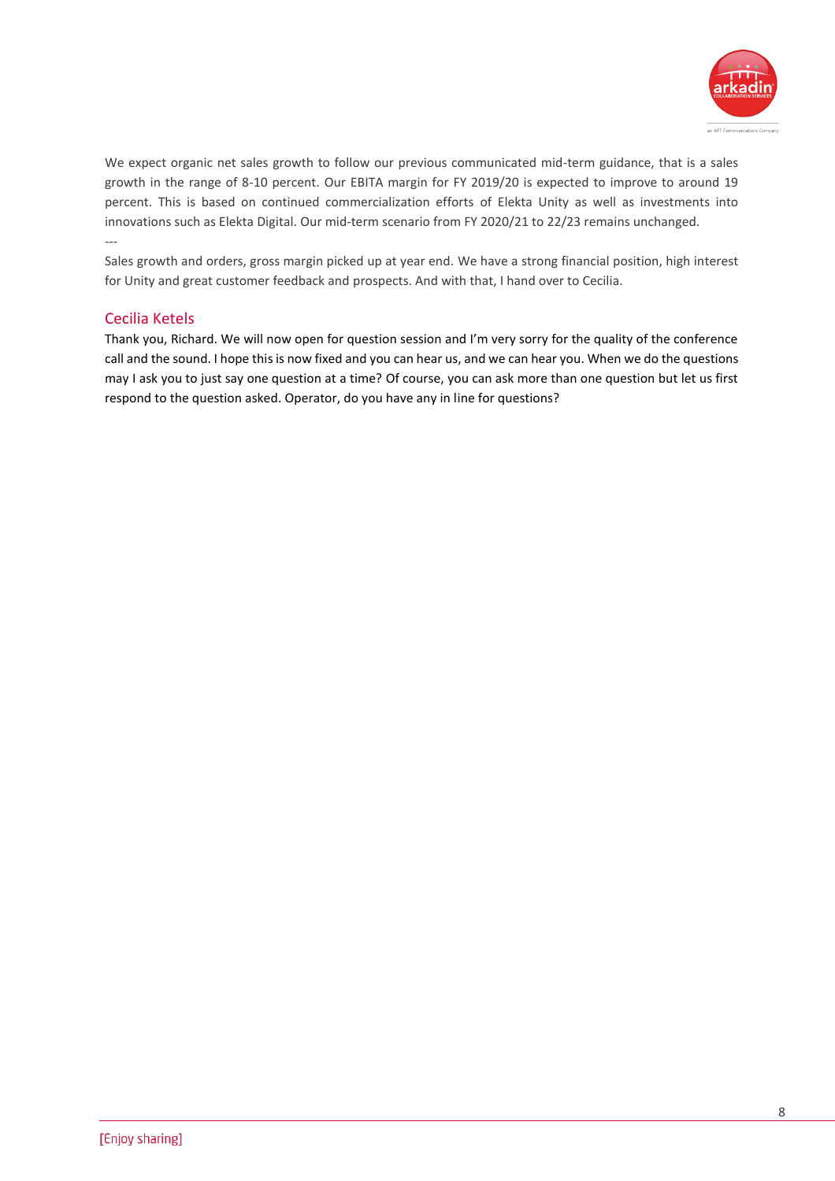We expect organic net sales growth to follow our previous communicated mid-term guidance, that is a sales growth in the range of 8-10 percent. Our EBITA margin for FY 2019/20 is expected to improve to around 19 percent. This is based on continued commercialization efforts of Elekta Unity as well as investments into innovations such as Elekta Digital. Our mid-term scenario from FY 2020/21 to 22/23 remains unchanged.

---

Sales growth and orders, gross margin picked up at year end. We have a strong financial position, high interest for Unity and great customer feedback and prospects. And with that, I hand over to Cecilia.

## Cecilia Ketels

Thank you, Richard. We will now open for question session and I'm very sorry for the quality of the conference call and the sound. I hope this is now fixed and you can hear us, and we can hear you. When we do the questions may I ask you to just say one question at a time? Of course, you can ask more than one question but let us first respond to the question asked. Operator, do you have any in line for questions?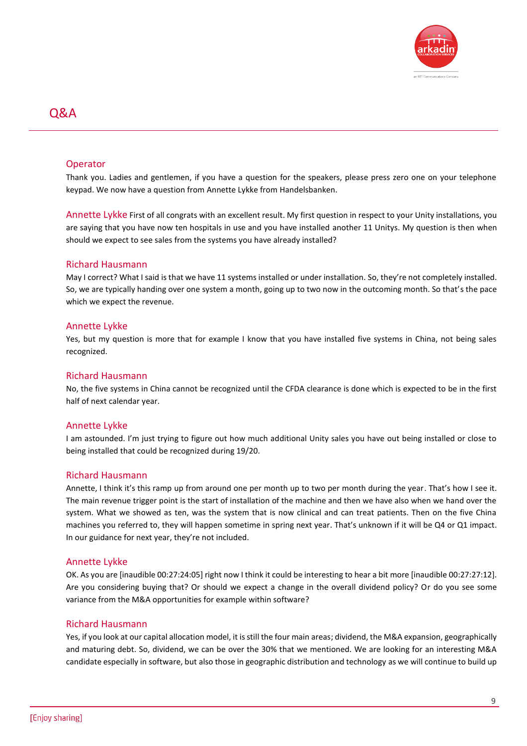## Q&A

### Operator

Thank you. Ladies and gentlemen, if you have a question for the speakers, please press zero one on your telephone keypad. We now have a question from Annette Lykke from Handelsbanken.

### Annette Lykke

First of all congrats with an excellent result. My first question in respect to your Unity installations, you are saying that you have now ten hospitals in use and you have installed another 11 Unitys. My question is then when should we expect to see sales from the systems you have already installed?

### Richard Hausmann

May I correct? What I said is that we have 11 systems installed or under installation. So, they're not completely installed. So, we are typically handing over one system a month, going up to two now in the outcoming month. So that's the pace which we expect the revenue.

### Annette Lykke

Yes, but my question is more that for example I know that you have installed five systems in China, not being sales recognized.

### Richard Hausmann

No, the five systems in China cannot be recognized until the CFDA clearance is done which is expected to be in the first half of next calendar year.

### Annette Lykke

I am astounded. I'm just trying to figure out how much additional Unity sales you have out being installed or close to being installed that could be recognized during 19/20.

### Richard Hausmann

Annette, I think it's this ramp up from around one per month up to two per month during the year. That's how I see it. The main revenue trigger point is the start of installation of the machine and then we have also when we hand over the system. What we showed as ten, was the system that is now clinical and can treat patients. Then on the five China machines you referred to, they will happen sometime in spring next year. That's unknown if it will be Q4 or Q1 impact. In our guidance for next year, they're not included.

### Annette Lykke

OK. As you are [inaudible 00:27:24:05] right now I think it could be interesting to hear a bit more [inaudible 00:27:27:12]. Are you considering buying that? Or should we expect a change in the overall dividend policy? Or do you see some variance from the M&A opportunities for example within software?

### Richard Hausmann

Yes, if you look at our capital allocation model, it is still the four main areas; dividend, the M&A expansion, geographically and maturing debt. So, dividend, we can be over the 30% that we mentioned. We are looking for an interesting M&A candidate especially in software, but also those in geographic distribution and technology as we will continue to build up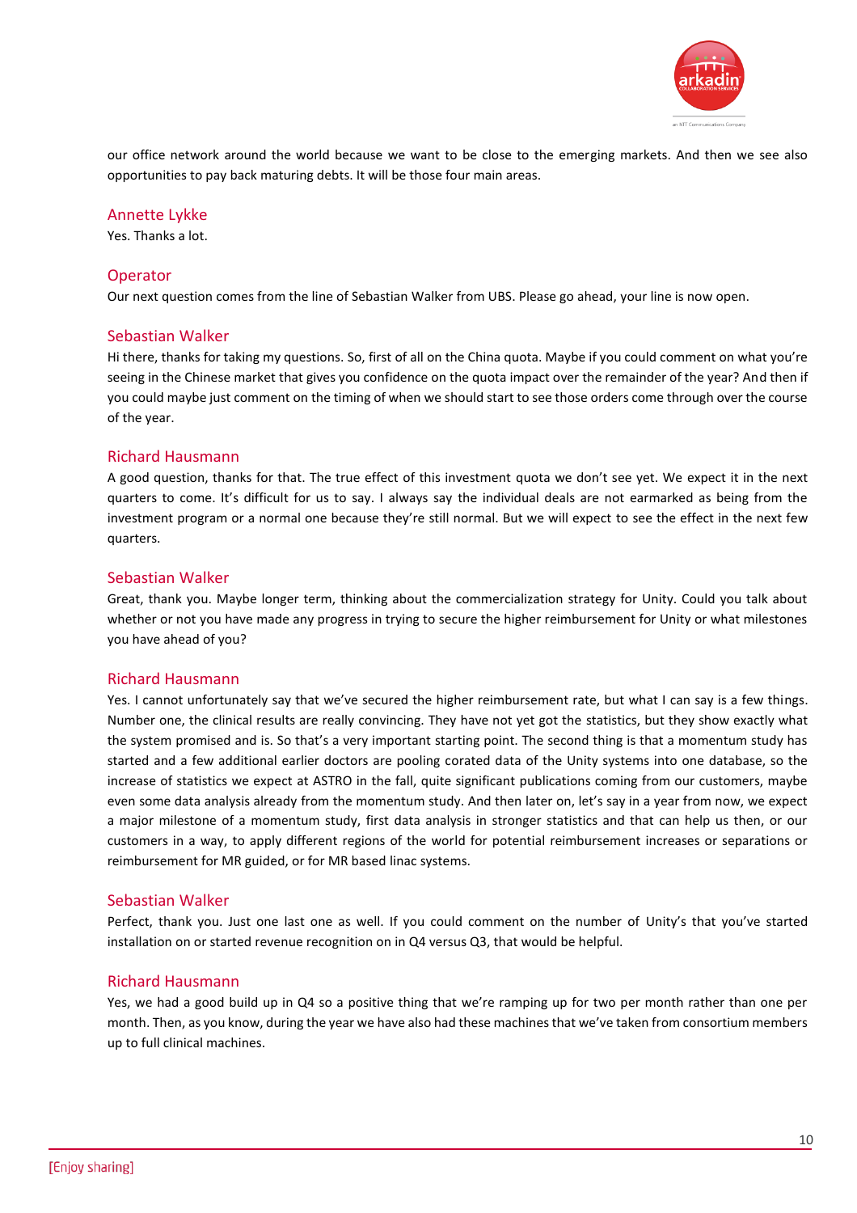our office network around the world because we want to be close to the emerging markets. And then we see also opportunities to pay back maturing debts. It will be those four main areas.

Annette Lykke

Yes. Thanks a lot.

Operator

Our next question comes from the line of Sebastian Walker from UBS. Please go ahead, your line is now open.

Sebastian Walker

Hi there, thanks for taking my questions. So, first of all on the China quota. Maybe if you could comment on what you're seeing in the Chinese market that gives you confidence on the quota impact over the remainder of the year? And then if you could maybe just comment on the timing of when we should start to see those orders come through over the course of the year.

Richard Hausmann

A good question, thanks for that. The true effect of this investment quota we don't see yet. We expect it in the next quarters to come. It's difficult for us to say. I always say the individual deals are not earmarked as being from the investment program or a normal one because they're still normal. But we will expect to see the effect in the next few quarters.

Sebastian Walker

Great, thank you. Maybe longer term, thinking about the commercialization strategy for Unity. Could you talk about whether or not you have made any progress in trying to secure the higher reimbursement for Unity or what milestones you have ahead of you?

Richard Hausmann

Yes. I cannot unfortunately say that we've secured the higher reimbursement rate, but what I can say is a few things. Number one, the clinical results are really convincing. They have not yet got the statistics, but they show exactly what the system promised and is. So that's a very important starting point. The second thing is that a momentum study has started and a few additional earlier doctors are pooling corated data of the Unity systems into one database, so the increase of statistics we expect at ASTRO in the fall, quite significant publications coming from our customers, maybe even some data analysis already from the momentum study. And then later on, let's say in a year from now, we expect a major milestone of a momentum study, first data analysis in stronger statistics and that can help us then, or our customers in a way, to apply different regions of the world for potential reimbursement increases or separations or reimbursement for MR guided, or for MR based linac systems.

Sebastian Walker

Perfect, thank you. Just one last one as well. If you could comment on the number of Unity's that you've started installation on or started revenue recognition on in Q4 versus Q3, that would be helpful.

Richard Hausmann

Yes, we had a good build up in Q4 so a positive thing that we're ramping up for two per month rather than one per month. Then, as you know, during the year we have also had these machines that we've taken from consortium members up to full clinical machines.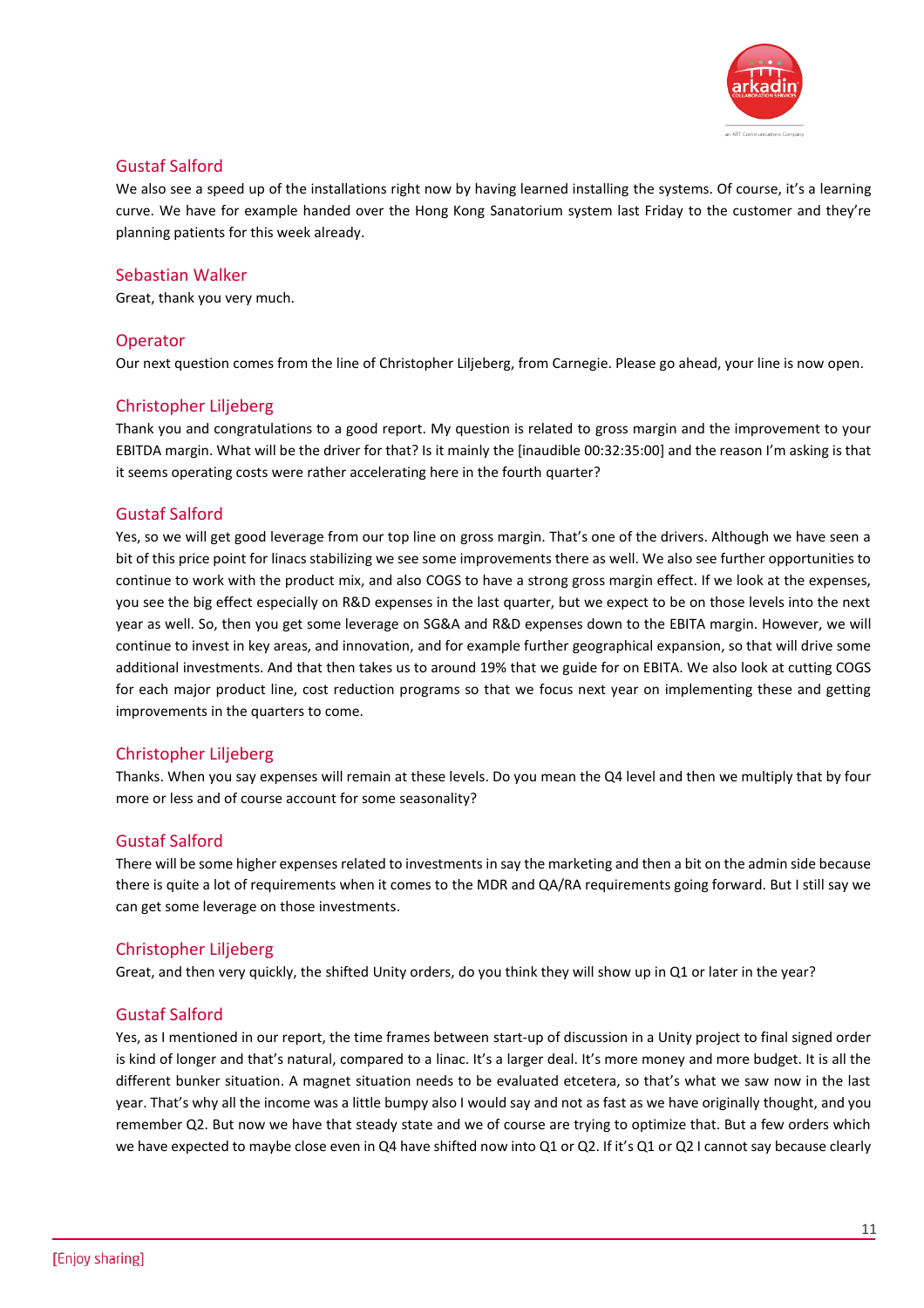### Gustaf Salford

We also see a speed up of the installations right now by having learned installing the systems. Of course, it's a learning curve. We have for example handed over the Hong Kong Sanatorium system last Friday to the customer and they're planning patients for this week already.

### Sebastian Walker

Great, thank you very much.

### Operator

Our next question comes from the line of Christopher Liljeberg, from Carnegie. Please go ahead, your line is now open.

### Christopher Liljeberg

Thank you and congratulations to a good report. My question is related to gross margin and the improvement to your EBITDA margin. What will be the driver for that? Is it mainly the [inaudible 00:32:35:00] and the reason I'm asking is that it seems operating costs were rather accelerating here in the fourth quarter?

### Gustaf Salford

Yes, so we will get good leverage from our top line on gross margin. That's one of the drivers. Although we have seen a bit of this price point for linacs stabilizing we see some improvements there as well. We also see further opportunities to continue to work with the product mix, and also COGS to have a strong gross margin effect. If we look at the expenses, you see the big effect especially on R&D expenses in the last quarter, but we expect to be on those levels into the next year as well. So, then you get some leverage on SG&A and R&D expenses down to the EBITA margin. However, we will continue to invest in key areas, and innovation, and for example further geographical expansion, so that will drive some additional investments. And that then takes us to around 19% that we guide for on EBITA. We also look at cutting COGS for each major product line, cost reduction programs so that we focus next year on implementing these and getting improvements in the quarters to come.

### Christopher Liljeberg

Thanks. When you say expenses will remain at these levels. Do you mean the Q4 level and then we multiply that by four more or less and of course account for some seasonality?

### Gustaf Salford

There will be some higher expenses related to investments in say the marketing and then a bit on the admin side because there is quite a lot of requirements when it comes to the MDR and QA/RA requirements going forward. But I still say we can get some leverage on those investments.

### Christopher Liljeberg

Great, and then very quickly, the shifted Unity orders, do you think they will show up in Q1 or later in the year?

### Gustaf Salford

Yes, as I mentioned in our report, the time frames between start-up of discussion in a Unity project to final signed order is kind of longer and that's natural, compared to a linac. It's a larger deal. It's more money and more budget. It is all the different bunker situation. A magnet situation needs to be evaluated etcetera, so that's what we saw now in the last year. That's why all the income was a little bumpy also I would say and not as fast as we have originally thought, and you remember Q2. But now we have that steady state and we of course are trying to optimize that. But a few orders which we have expected to maybe close even in Q4 have shifted now into Q1 or Q2. If it's Q1 or Q2 I cannot say because clearly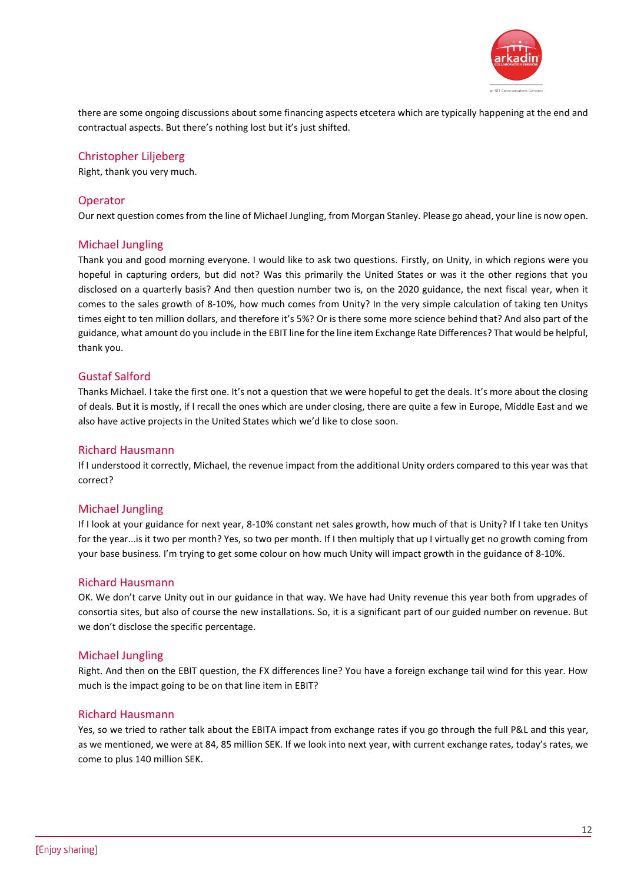there are some ongoing discussions about some financing aspects etcetera which are typically happening at the end and contractual aspects. But there's nothing lost but it's just shifted.

### Christopher Liljeberg

Right, thank you very much.

### Operator

Our next question comes from the line of Michael Jungling, from Morgan Stanley. Please go ahead, your line is now open.

### Michael Jungling

Thank you and good morning everyone. I would like to ask two questions. Firstly, on Unity, in which regions were you hopeful in capturing orders, but did not? Was this primarily the United States or was it the other regions that you disclosed on a quarterly basis? And then question number two is, on the 2020 guidance, the next fiscal year, when it comes to the sales growth of 8-10%, how much comes from Unity? In the very simple calculation of taking ten Unitys times eight to ten million dollars, and therefore it's 5%? Or is there some more science behind that? And also part of the guidance, what amount do you include in the EBIT line for the line item Exchange Rate Differences? That would be helpful, thank you.

### Gustaf Salford

Thanks Michael. I take the first one. It's not a question that we were hopeful to get the deals. It's more about the closing of deals. But it is mostly, if I recall the ones which are under closing, there are quite a few in Europe, Middle East and we also have active projects in the United States which we'd like to close soon.

### Richard Hausmann

If I understood it correctly, Michael, the revenue impact from the additional Unity orders compared to this year was that correct?

### Michael Jungling

If I look at your guidance for next year, 8-10% constant net sales growth, how much of that is Unity? If I take ten Unitys for the year...is it two per month? Yes, so two per month. If I then multiply that up I virtually get no growth coming from your base business. I'm trying to get some colour on how much Unity will impact growth in the guidance of 8-10%.

### Richard Hausmann

OK. We don't carve Unity out in our guidance in that way. We have had Unity revenue this year both from upgrades of consortia sites, but also of course the new installations. So, it is a significant part of our guided number on revenue. But we don't disclose the specific percentage.

### Michael Jungling

Right. And then on the EBIT question, the FX differences line? You have a foreign exchange tail wind for this year. How much is the impact going to be on that line item in EBIT?

### Richard Hausmann

Yes, so we tried to rather talk about the EBITA impact from exchange rates if you go through the full P&L and this year, as we mentioned, we were at 84, 85 million SEK. If we look into next year, with current exchange rates, today's rates, we come to plus 140 million SEK.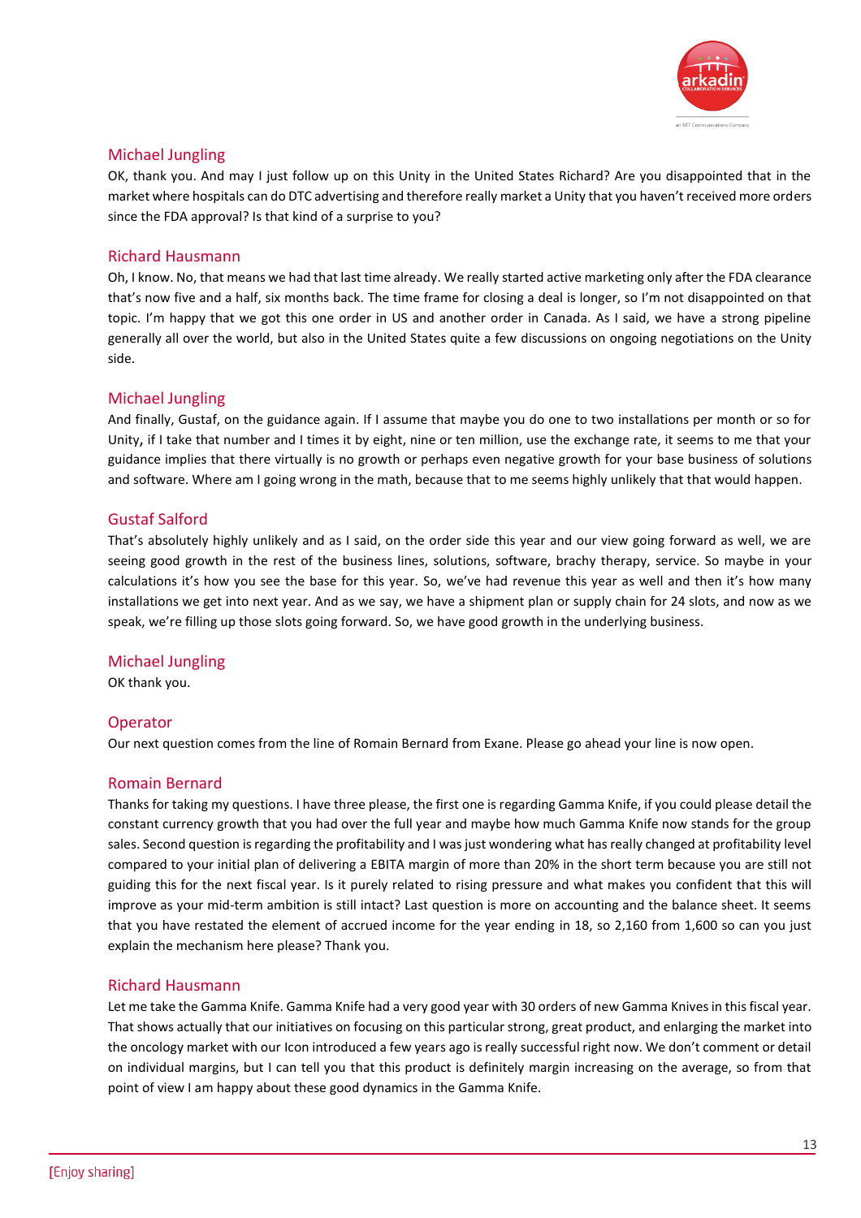### Michael Jungling

OK, thank you. And may I just follow up on this Unity in the United States Richard? Are you disappointed that in the market where hospitals can do DTC advertising and therefore really market a Unity that you haven't received more orders since the FDA approval? Is that kind of a surprise to you?

### Richard Hausmann

Oh, I know. No, that means we had that last time already. We really started active marketing only after the FDA clearance that's now five and a half, six months back. The time frame for closing a deal is longer, so I'm not disappointed on that topic. I'm happy that we got this one order in US and another order in Canada. As I said, we have a strong pipeline generally all over the world, but also in the United States quite a few discussions on ongoing negotiations on the Unity side.

### Michael Jungling

And finally, Gustaf, on the guidance again. If I assume that maybe you do one to two installations per month or so for Unity, if I take that number and I times it by eight, nine or ten million, use the exchange rate, it seems to me that your guidance implies that there virtually is no growth or perhaps even negative growth for your base business of solutions and software. Where am I going wrong in the math, because that to me seems highly unlikely that that would happen.

### Gustaf Salford

That's absolutely highly unlikely and as I said, on the order side this year and our view going forward as well, we are seeing good growth in the rest of the business lines, solutions, software, brachy therapy, service. So maybe in your calculations it's how you see the base for this year. So, we've had revenue this year as well and then it's how many installations we get into next year. And as we say, we have a shipment plan or supply chain for 24 slots, and now as we speak, we're filling up those slots going forward. So, we have good growth in the underlying business.

### Michael Jungling

OK thank you.

### Operator

Our next question comes from the line of Romain Bernard from Exane. Please go ahead your line is now open.

### Romain Bernard

Thanks for taking my questions. I have three please, the first one is regarding Gamma Knife, if you could please detail the constant currency growth that you had over the full year and maybe how much Gamma Knife now stands for the group sales. Second question is regarding the profitability and I was just wondering what has really changed at profitability level compared to your initial plan of delivering a EBITA margin of more than 20% in the short term because you are still not guiding this for the next fiscal year. Is it purely related to rising pressure and what makes you confident that this will improve as your mid-term ambition is still intact? Last question is more on accounting and the balance sheet. It seems that you have restated the element of accrued income for the year ending in 18, so 2,160 from 1,600 so can you just explain the mechanism here please? Thank you.

### Richard Hausmann

Let me take the Gamma Knife. Gamma Knife had a very good year with 30 orders of new Gamma Knives in this fiscal year. That shows actually that our initiatives on focusing on this particular strong, great product, and enlarging the market into the oncology market with our Icon introduced a few years ago is really successful right now. We don't comment or detail on individual margins, but I can tell you that this product is definitely margin increasing on the average, so from that point of view I am happy about these good dynamics in the Gamma Knife.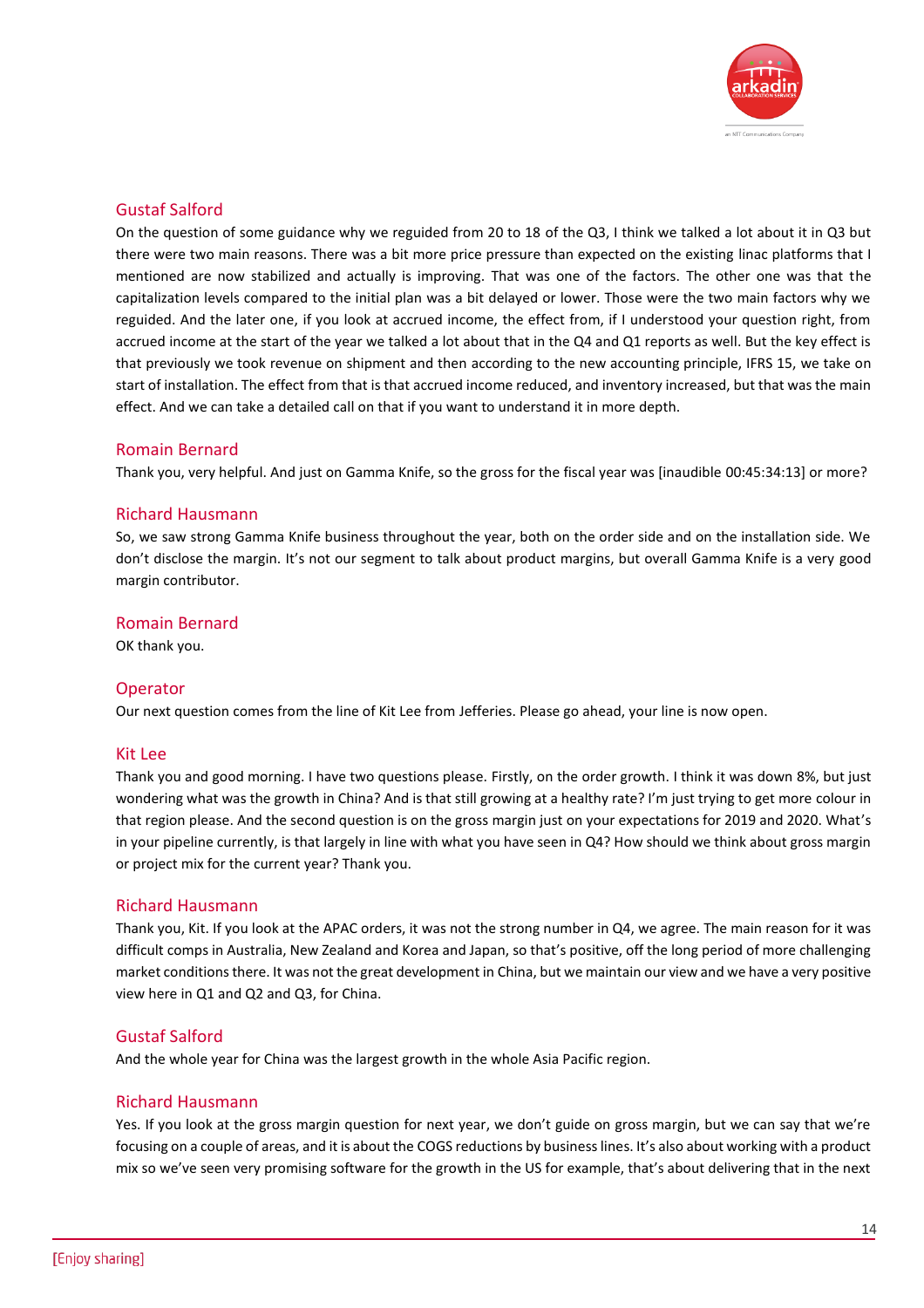### Gustaf Salford

On the question of some guidance why we reguided from 20 to 18 of the Q3, I think we talked a lot about it in Q3 but there were two main reasons. There was a bit more price pressure than expected on the existing linac platforms that I mentioned are now stabilized and actually is improving. That was one of the factors. The other one was that the capitalization levels compared to the initial plan was a bit delayed or lower. Those were the two main factors why we reguided. And the later one, if you look at accrued income, the effect from, if I understood your question right, from accrued income at the start of the year we talked a lot about that in the Q4 and Q1 reports as well. But the key effect is that previously we took revenue on shipment and then according to the new accounting principle, IFRS 15, we take on start of installation. The effect from that is that accrued income reduced, and inventory increased, but that was the main effect. And we can take a detailed call on that if you want to understand it in more depth.

### Romain Bernard

Thank you, very helpful. And just on Gamma Knife, so the gross for the fiscal year was [inaudible 00:45:34:13] or more?

### Richard Hausmann

So, we saw strong Gamma Knife business throughout the year, both on the order side and on the installation side. We don't disclose the margin. It's not our segment to talk about product margins, but overall Gamma Knife is a very good margin contributor.

### Romain Bernard

OK thank you.

### Operator

Our next question comes from the line of Kit Lee from Jefferies. Please go ahead, your line is now open.

### Kit Lee

Thank you and good morning. I have two questions please. Firstly, on the order growth. I think it was down 8%, but just wondering what was the growth in China? And is that still growing at a healthy rate? I'm just trying to get more colour in that region please. And the second question is on the gross margin just on your expectations for 2019 and 2020. What's in your pipeline currently, is that largely in line with what you have seen in Q4? How should we think about gross margin or project mix for the current year? Thank you.

### Richard Hausmann

Thank you, Kit. If you look at the APAC orders, it was not the strong number in Q4, we agree. The main reason for it was difficult comps in Australia, New Zealand and Korea and Japan, so that's positive, off the long period of more challenging market conditions there. It was not the great development in China, but we maintain our view and we have a very positive view here in Q1 and Q2 and Q3, for China.

### Gustaf Salford

And the whole year for China was the largest growth in the whole Asia Pacific region.

### Richard Hausmann

Yes. If you look at the gross margin question for next year, we don't guide on gross margin, but we can say that we're focusing on a couple of areas, and it is about the COGS reductions by business lines. It's also about working with a product mix so we've seen very promising software for the growth in the US for example, that's about delivering that in the next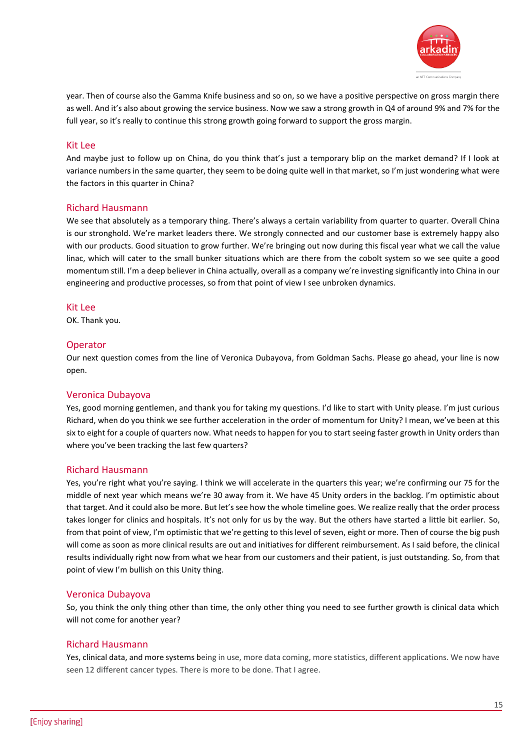year. Then of course also the Gamma Knife business and so on, so we have a positive perspective on gross margin there as well. And it's also about growing the service business. Now we saw a strong growth in Q4 of around 9% and 7% for the full year, so it's really to continue this strong growth going forward to support the gross margin.

### Kit Lee

And maybe just to follow up on China, do you think that's just a temporary blip on the market demand? If I look at variance numbers in the same quarter, they seem to be doing quite well in that market, so I'm just wondering what were the factors in this quarter in China?

### Richard Hausmann

We see that absolutely as a temporary thing. There's always a certain variability from quarter to quarter. Overall China is our stronghold. We're market leaders there. We strongly connected and our customer base is extremely happy also with our products. Good situation to grow further. We're bringing out now during this fiscal year what we call the value linac, which will cater to the small bunker situations which are there from the cobolt system so we see quite a good momentum still. I'm a deep believer in China actually, overall as a company we're investing significantly into China in our engineering and productive processes, so from that point of view I see unbroken dynamics.

### Kit Lee

OK. Thank you.

### Operator

Our next question comes from the line of Veronica Dubayova, from Goldman Sachs. Please go ahead, your line is now open.

### Veronica Dubayova

Yes, good morning gentlemen, and thank you for taking my questions. I'd like to start with Unity please. I'm just curious Richard, when do you think we see further acceleration in the order of momentum for Unity? I mean, we've been at this six to eight for a couple of quarters now. What needs to happen for you to start seeing faster growth in Unity orders than where you've been tracking the last few quarters?

### Richard Hausmann

Yes, you're right what you're saying. I think we will accelerate in the quarters this year; we're confirming our 75 for the middle of next year which means we're 30 away from it. We have 45 Unity orders in the backlog. I'm optimistic about that target. And it could also be more. But let's see how the whole timeline goes. We realize really that the order process takes longer for clinics and hospitals. It's not only for us by the way. But the others have started a little bit earlier. So, from that point of view, I'm optimistic that we're getting to this level of seven, eight or more. Then of course the big push will come as soon as more clinical results are out and initiatives for different reimbursement. As I said before, the clinical results individually right now from what we hear from our customers and their patient, is just outstanding. So, from that point of view I'm bullish on this Unity thing.

### Veronica Dubayova

So, you think the only thing other than time, the only other thing you need to see further growth is clinical data which will not come for another year?

### Richard Hausmann

Yes, clinical data, and more systems being in use, more data coming, more statistics, different applications. We now have seen 12 different cancer types. There is more to be done. That I agree.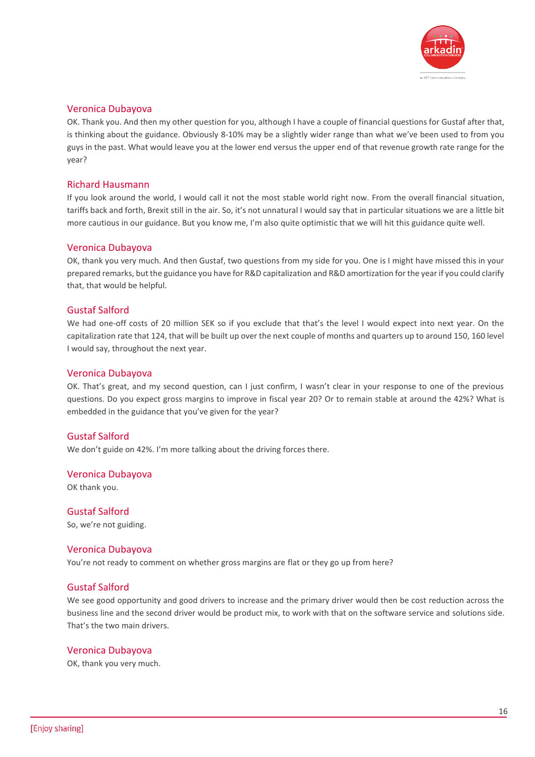**Veronica Dubayova**

OK. Thank you. And then my other question for you, although I have a couple of financial questions for Gustaf after that, is thinking about the guidance. Obviously 8-10% may be a slightly wider range than what we've been used to from you guys in the past. What would leave you at the lower end versus the upper end of that revenue growth rate range for the year?

**Richard Hausmann**

If you look around the world, I would call it not the most stable world right now. From the overall financial situation, tariffs back and forth, Brexit still in the air. So, it's not unnatural I would say that in particular situations we are a little bit more cautious in our guidance. But you know me, I'm also quite optimistic that we will hit this guidance quite well.

**Veronica Dubayova**

OK, thank you very much. And then Gustaf, two questions from my side for you. One is I might have missed this in your prepared remarks, but the guidance you have for R&D capitalization and R&D amortization for the year if you could clarify that, that would be helpful.

**Gustaf Salford**

We had one-off costs of 20 million SEK so if you exclude that that's the level I would expect into next year. On the capitalization rate that 124, that will be built up over the next couple of months and quarters up to around 150, 160 level I would say, throughout the next year.

**Veronica Dubayova**

OK. That's great, and my second question, can I just confirm, I wasn't clear in your response to one of the previous questions. Do you expect gross margins to improve in fiscal year 20? Or to remain stable at around the 42%? What is embedded in the guidance that you've given for the year?

**Gustaf Salford**

We don't guide on 42%. I'm more talking about the driving forces there.

**Veronica Dubayova**

OK thank you.

**Gustaf Salford**

So, we're not guiding.

**Veronica Dubayova**

You're not ready to comment on whether gross margins are flat or they go up from here?

**Gustaf Salford**

We see good opportunity and good drivers to increase and the primary driver would then be cost reduction across the business line and the second driver would be product mix, to work with that on the software service and solutions side. That's the two main drivers.

**Veronica Dubayova**

OK, thank you very much.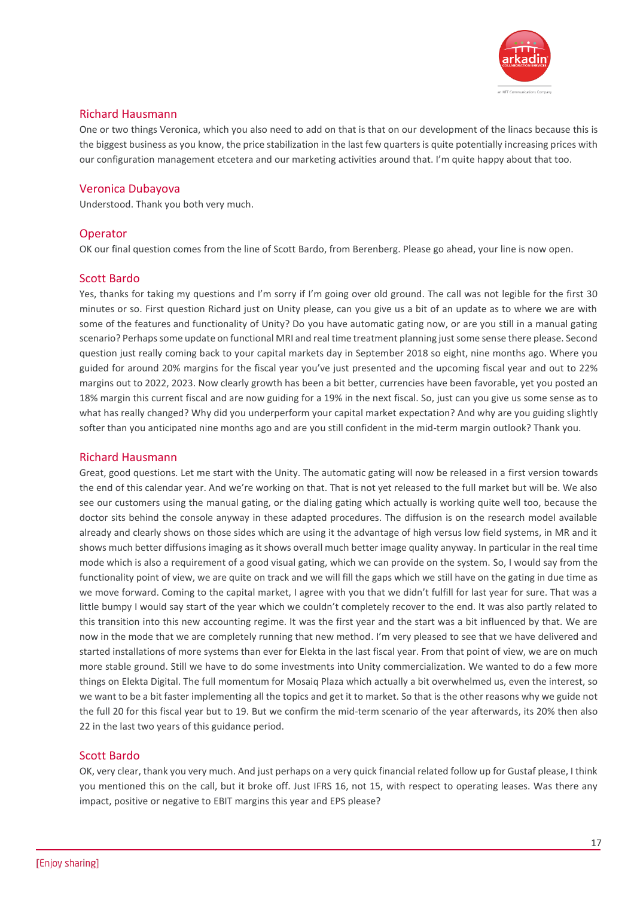### Richard Hausmann

One or two things Veronica, which you also need to add on that is that on our development of the linacs because this is the biggest business as you know, the price stabilization in the last few quarters is quite potentially increasing prices with our configuration management etcetera and our marketing activities around that. I'm quite happy about that too.

### Veronica Dubayova

Understood. Thank you both very much.

### Operator

OK our final question comes from the line of Scott Bardo, from Berenberg. Please go ahead, your line is now open.

### Scott Bardo

Yes, thanks for taking my questions and I'm sorry if I'm going over old ground. The call was not legible for the first 30 minutes or so. First question Richard just on Unity please, can you give us a bit of an update as to where we are with some of the features and functionality of Unity? Do you have automatic gating now, or are you still in a manual gating scenario? Perhaps some update on functional MRI and real time treatment planning just some sense there please. Second question just really coming back to your capital markets day in September 2018 so eight, nine months ago. Where you guided for around 20% margins for the fiscal year you've just presented and the upcoming fiscal year and out to 22% margins out to 2022, 2023. Now clearly growth has been a bit better, currencies have been favorable, yet you posted an 18% margin this current fiscal and are now guiding for a 19% in the next fiscal. So, just can you give us some sense as to what has really changed? Why did you underperform your capital market expectation? And why are you guiding slightly softer than you anticipated nine months ago and are you still confident in the mid-term margin outlook? Thank you.

### Richard Hausmann

Great, good questions. Let me start with the Unity. The automatic gating will now be released in a first version towards the end of this calendar year. And we're working on that. That is not yet released to the full market but will be. We also see our customers using the manual gating, or the dialing gating which actually is working quite well too, because the doctor sits behind the console anyway in these adapted procedures. The diffusion is on the research model available already and clearly shows on those sides which are using it the advantage of high versus low field systems, in MR and it shows much better diffusions imaging as it shows overall much better image quality anyway. In particular in the real time mode which is also a requirement of a good visual gating, which we can provide on the system. So, I would say from the functionality point of view, we are quite on track and we will fill the gaps which we still have on the gating in due time as we move forward. Coming to the capital market, I agree with you that we didn't fulfill for last year for sure. That was a little bumpy I would say start of the year which we couldn't completely recover to the end. It was also partly related to this transition into this new accounting regime. It was the first year and the start was a bit influenced by that. We are now in the mode that we are completely running that new method. I'm very pleased to see that we have delivered and started installations of more systems than ever for Elekta in the last fiscal year. From that point of view, we are on much more stable ground. Still we have to do some investments into Unity commercialization. We wanted to do a few more things on Elekta Digital. The full momentum for Mosaiq Plaza which actually a bit overwhelmed us, even the interest, so we want to be a bit faster implementing all the topics and get it to market. So that is the other reasons why we guide not the full 20 for this fiscal year but to 19. But we confirm the mid-term scenario of the year afterwards, its 20% then also 22 in the last two years of this guidance period.

### Scott Bardo

OK, very clear, thank you very much. And just perhaps on a very quick financial related follow up for Gustaf please, I think you mentioned this on the call, but it broke off. Just IFRS 16, not 15, with respect to operating leases. Was there any impact, positive or negative to EBIT margins this year and EPS please?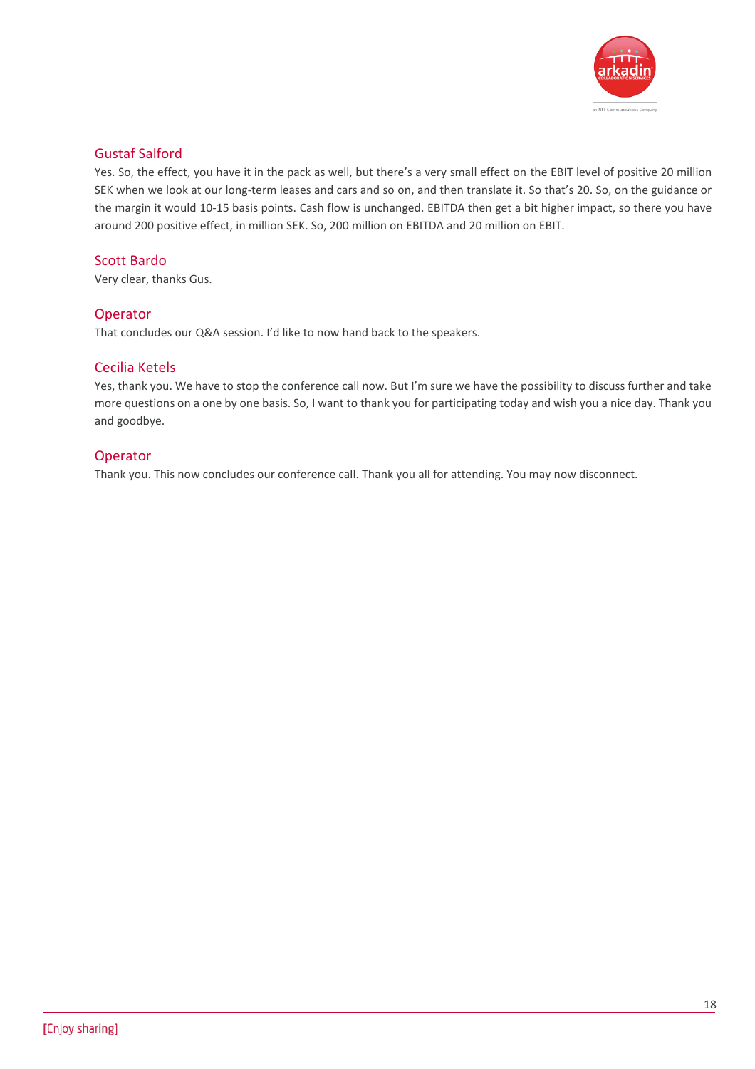Gustaf Salford

Yes. So, the effect, you have it in the pack as well, but there's a very small effect on the EBIT level of positive 20 million SEK when we look at our long-term leases and cars and so on, and then translate it. So that's 20. So, on the guidance or the margin it would 10-15 basis points. Cash flow is unchanged. EBITDA then get a bit higher impact, so there you have around 200 positive effect, in million SEK. So, 200 million on EBITDA and 20 million on EBIT.

Scott Bardo

Very clear, thanks Gus.

Operator

That concludes our Q&A session. I'd like to now hand back to the speakers.

Cecilia Ketels

Yes, thank you. We have to stop the conference call now. But I'm sure we have the possibility to discuss further and take more questions on a one by one basis. So, I want to thank you for participating today and wish you a nice day. Thank you and goodbye.

Operator

Thank you. This now concludes our conference call. Thank you all for attending. You may now disconnect.